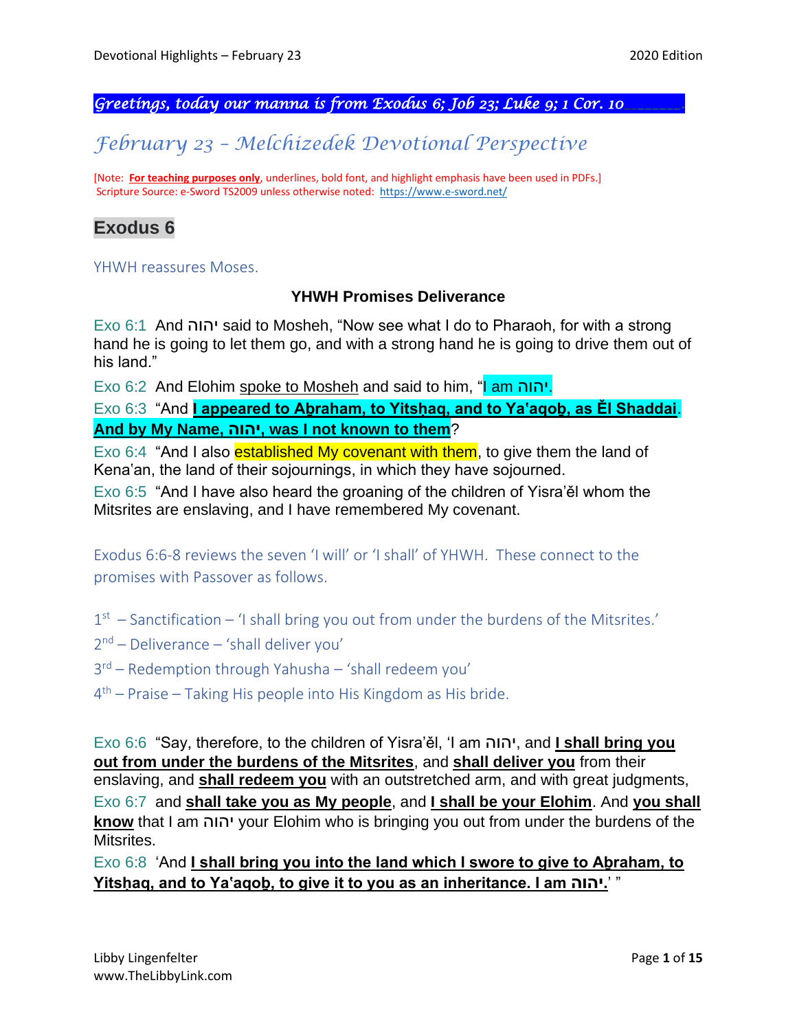*Greetings, today our manna is from Exodus 6; Job 23; Luke 9; 1 Cor. 10*

# *February 23 – Melchizedek Devotional Perspective*

[Note: **For teaching purposes only**, underlines, bold font, and highlight emphasis have been used in PDFs.]
Scripture Source: e-Sword TS2009 unless otherwise noted: https://www.e-sword.net/

## Exodus 6

YHWH reassures Moses.

### YHWH Promises Deliverance

Exo 6:1 And יהוה said to Mosheh, "Now see what I do to Pharaoh, for with a strong hand he is going to let them go, and with a strong hand he is going to drive them out of his land."

Exo 6:2 And Elohim spoke to Mosheh and said to him, "I am יהוה.

Exo 6:3 "And **I appeared to Aḇraham, to Yitsḥaq, and to Ya'aqoḇ, as Ěl Shaddai**. **And by My Name, יהוה, was I not known to them**?

Exo 6:4 "And I also established My covenant with them, to give them the land of Kena'an, the land of their sojournings, in which they have sojourned.

Exo 6:5 "And I have also heard the groaning of the children of Yisra'ěl whom the Mitsrites are enslaving, and I have remembered My covenant.

Exodus 6:6-8 reviews the seven 'I will' or 'I shall' of YHWH. These connect to the promises with Passover as follows.

1st – Sanctification – 'I shall bring you out from under the burdens of the Mitsrites.'

2nd – Deliverance – 'shall deliver you'

3rd – Redemption through Yahusha – 'shall redeem you'

4th – Praise – Taking His people into His Kingdom as His bride.

Exo 6:6 "Say, therefore, to the children of Yisra'ěl, 'I am יהוה, and **I shall bring you out from under the burdens of the Mitsrites**, and **shall deliver you** from their enslaving, and **shall redeem you** with an outstretched arm, and with great judgments,

Exo 6:7 and **shall take you as My people**, and **I shall be your Elohim**. And **you shall know** that I am יהוה your Elohim who is bringing you out from under the burdens of the Mitsrites.

Exo 6:8 'And **I shall bring you into the land which I swore to give to Aḇraham, to Yitsḥaq, and to Ya'aqoḇ, to give it to you as an inheritance. I am יהוה.**' "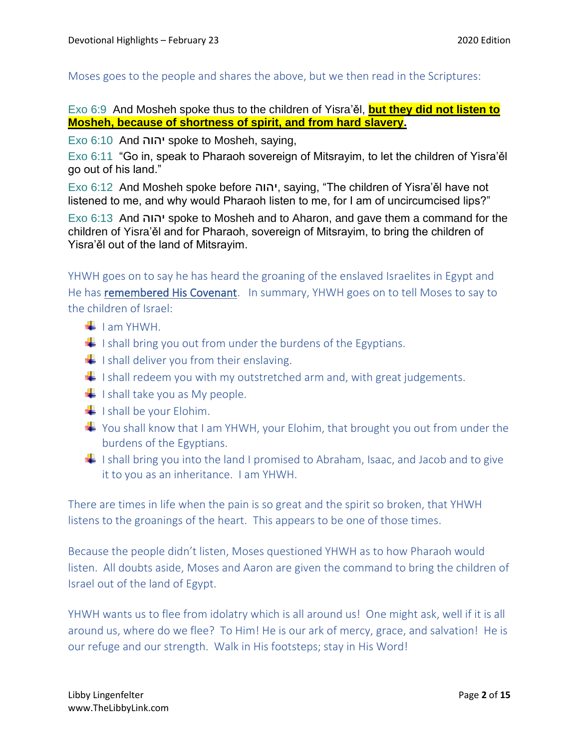Moses goes to the people and shares the above, but we then read in the Scriptures:

Exo 6:9 And Mosheh spoke thus to the children of Yisra'ěl, **<u>but they did not listen to Mosheh, because of shortness of spirit, and from hard slavery</u>.**

Exo 6:10 And יהוה spoke to Mosheh, saying,

Exo 6:11 "Go in, speak to Pharaoh sovereign of Mitsrayim, to let the children of Yisra'ěl go out of his land."

Exo 6:12 And Mosheh spoke before יהוה, saying, "The children of Yisra'ěl have not listened to me, and why would Pharaoh listen to me, for I am of uncircumcised lips?"

Exo 6:13 And יהוה spoke to Mosheh and to Aharon, and gave them a command for the children of Yisra'ěl and for Pharaoh, sovereign of Mitsrayim, to bring the children of Yisra'ěl out of the land of Mitsrayim.

YHWH goes on to say he has heard the groaning of the enslaved Israelites in Egypt and He has <u>remembered His Covenant</u>. In summary, YHWH goes on to tell Moses to say to the children of Israel:

- I am YHWH.
- I shall bring you out from under the burdens of the Egyptians.
- I shall deliver you from their enslaving.
- I shall redeem you with my outstretched arm and, with great judgements.
- I shall take you as My people.
- I shall be your Elohim.
- You shall know that I am YHWH, your Elohim, that brought you out from under the burdens of the Egyptians.
- I shall bring you into the land I promised to Abraham, Isaac, and Jacob and to give it to you as an inheritance. I am YHWH.

There are times in life when the pain is so great and the spirit so broken, that YHWH listens to the groanings of the heart. This appears to be one of those times.

Because the people didn't listen, Moses questioned YHWH as to how Pharaoh would listen. All doubts aside, Moses and Aaron are given the command to bring the children of Israel out of the land of Egypt.

YHWH wants us to flee from idolatry which is all around us! One might ask, well if it is all around us, where do we flee? To Him! He is our ark of mercy, grace, and salvation! He is our refuge and our strength. Walk in His footsteps; stay in His Word!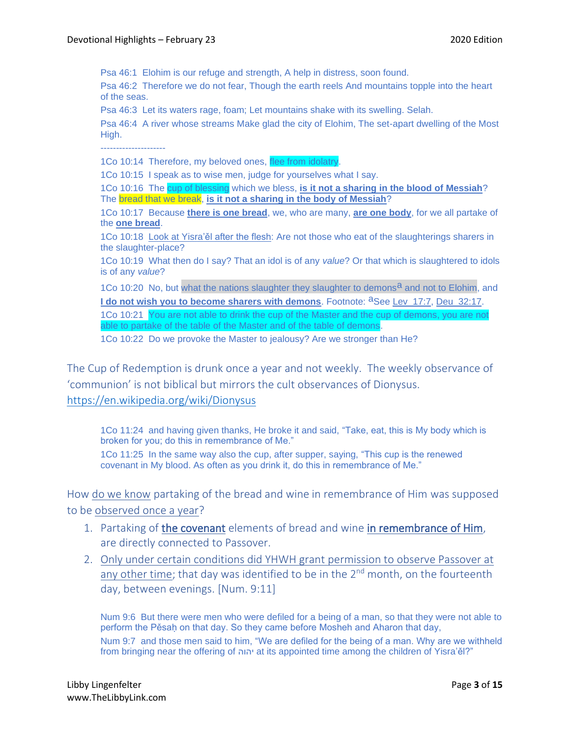Psa 46:1 Elohim is our refuge and strength, A help in distress, soon found.

Psa 46:2 Therefore we do not fear, Though the earth reels And mountains topple into the heart of the seas.

Psa 46:3 Let its waters rage, foam; Let mountains shake with its swelling. Selah.

Psa 46:4 A river whose streams Make glad the city of Elohim, The set-apart dwelling of the Most High.

---------------------

1Co 10:14 Therefore, my beloved ones, flee from idolatry.

1Co 10:15 I speak as to wise men, judge for yourselves what I say.

1Co 10:16 The cup of blessing which we bless, **is it not a sharing in the blood of Messiah**? The bread that we break, **is it not a sharing in the body of Messiah**?

1Co 10:17 Because **there is one bread**, we, who are many, **are one body**, for we all partake of the **one bread**.

1Co 10:18 Look at Yisra'ěl after the flesh: Are not those who eat of the slaughterings sharers in the slaughter-place?

1Co 10:19 What then do I say? That an idol is of any *value*? Or that which is slaughtered to idols is of any *value*?

1Co 10:20 No, but what the nations slaughter they slaughter to demons[a] and not to Elohim, and **I do not wish you to become sharers with demons**. Footnote: [a]See Lev 17:7, Deu 32:17.

1Co 10:21 You are not able to drink the cup of the Master and the cup of demons, you are not able to partake of the table of the Master and of the table of demons.

1Co 10:22 Do we provoke the Master to jealousy? Are we stronger than He?

The Cup of Redemption is drunk once a year and not weekly. The weekly observance of 'communion' is not biblical but mirrors the cult observances of Dionysus. https://en.wikipedia.org/wiki/Dionysus

1Co 11:24 and having given thanks, He broke it and said, "Take, eat, this is My body which is broken for you; do this in remembrance of Me."

1Co 11:25 In the same way also the cup, after supper, saying, "This cup is the renewed covenant in My blood. As often as you drink it, do this in remembrance of Me."

How do we know partaking of the bread and wine in remembrance of Him was supposed to be observed once a year?

1. Partaking of the covenant elements of bread and wine in remembrance of Him, are directly connected to Passover.
2. Only under certain conditions did YHWH grant permission to observe Passover at any other time; that day was identified to be in the 2nd month, on the fourteenth day, between evenings. [Num. 9:11]

Num 9:6 But there were men who were defiled for a being of a man, so that they were not able to perform the Pěsaḥ on that day. So they came before Mosheh and Aharon that day,

Num 9:7 and those men said to him, "We are defiled for the being of a man. Why are we withheld from bringing near the offering of יהוה at its appointed time among the children of Yisra'ěl?"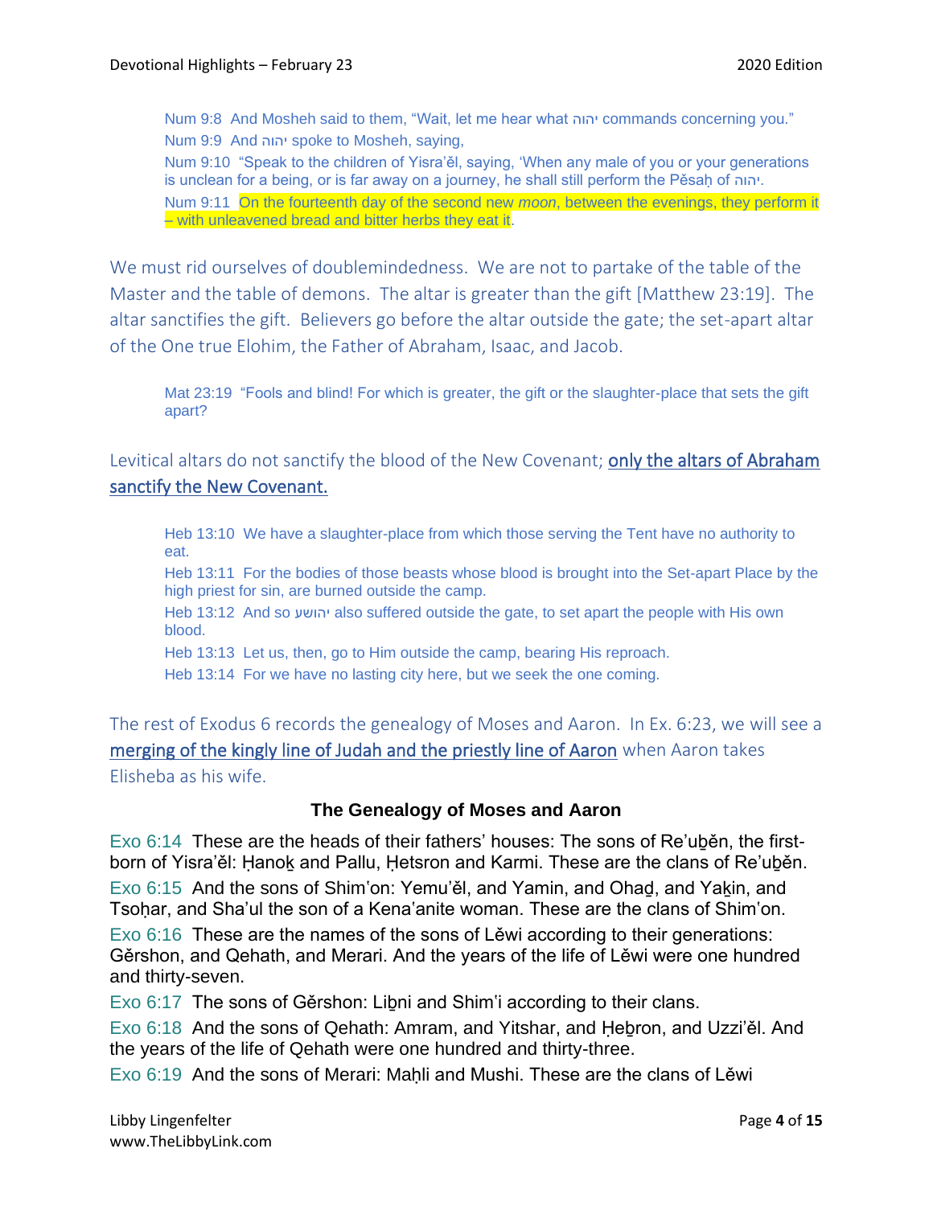Num 9:8  And Mosheh said to them, “Wait, let me hear what יהוה commands concerning you.”
Num 9:9  And יהוה spoke to Mosheh, saying,
Num 9:10  “Speak to the children of Yisra’ĕl, saying, ‘When any male of you or your generations is unclean for a being, or is far away on a journey, he shall still perform the Pĕsaḥ of יהוה.
Num 9:11  On the fourteenth day of the second new *moon*, between the evenings, they perform it – with unleavened bread and bitter herbs they eat it.

We must rid ourselves of doublemindedness.  We are not to partake of the table of the Master and the table of demons.  The altar is greater than the gift [Matthew 23:19].  The altar sanctifies the gift.  Believers go before the altar outside the gate; the set-apart altar of the One true Elohim, the Father of Abraham, Isaac, and Jacob.

Mat 23:19  “Fools and blind! For which is greater, the gift or the slaughter-place that sets the gift apart?

Levitical altars do not sanctify the blood of the New Covenant; only the altars of Abraham sanctify the New Covenant.

Heb 13:10  We have a slaughter-place from which those serving the Tent have no authority to eat.
Heb 13:11  For the bodies of those beasts whose blood is brought into the Set-apart Place by the high priest for sin, are burned outside the camp.
Heb 13:12  And so יהושע also suffered outside the gate, to set apart the people with His own blood.
Heb 13:13  Let us, then, go to Him outside the camp, bearing His reproach.
Heb 13:14  For we have no lasting city here, but we seek the one coming.

The rest of Exodus 6 records the genealogy of Moses and Aaron.  In Ex. 6:23, we will see a merging of the kingly line of Judah and the priestly line of Aaron when Aaron takes Elisheba as his wife.

### The Genealogy of Moses and Aaron

Exo 6:14  These are the heads of their fathers’ houses: The sons of Re’uḇĕn, the first-born of Yisra’ĕl: Ḥanoḵ and Pallu, Ḥetsron and Karmi. These are the clans of Re’uḇĕn.
Exo 6:15  And the sons of Shimʽon: Yemu’ĕl, and Yamin, and Ohaḏ, and Yaḵin, and Tsoḥar, and Sha’ul the son of a Kenaʽanite woman. These are the clans of Shimʽon.
Exo 6:16  These are the names of the sons of Lĕwi according to their generations: Gĕrshon, and Qehath, and Merari. And the years of the life of Lĕwi were one hundred and thirty-seven.
Exo 6:17  The sons of Gĕrshon: Liḇni and Shimʽi according to their clans.
Exo 6:18  And the sons of Qehath: Amram, and Yitshar, and Ḥeḇron, and Uzzi’ĕl. And the years of the life of Qehath were one hundred and thirty-three.
Exo 6:19  And the sons of Merari: Maḥli and Mushi. These are the clans of Lĕwi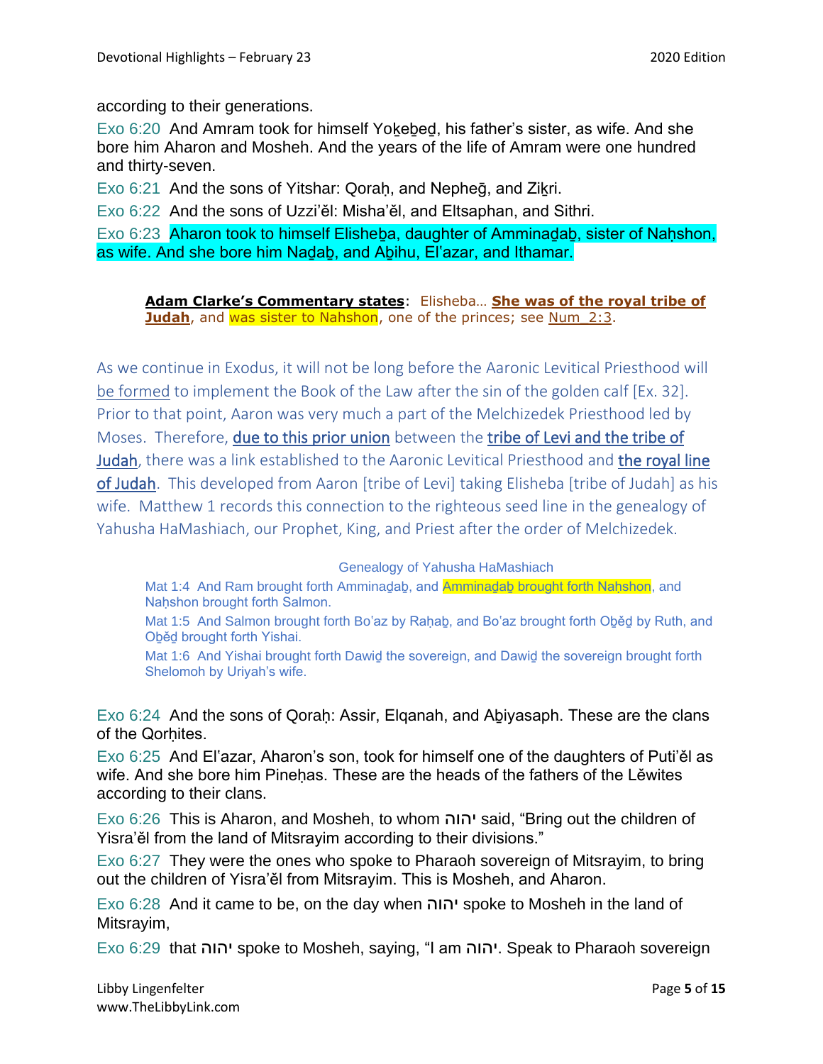according to their generations.

Exo 6:20 And Amram took for himself Yoḵeḇeḏ, his father's sister, as wife. And she bore him Aharon and Mosheh. And the years of the life of Amram were one hundred and thirty-seven.

Exo 6:21 And the sons of Yitshar: Qoraḥ, and Nepheḡ, and Ziḵri.

Exo 6:22 And the sons of Uzzi'ěl: Misha'ěl, and Eltsaphan, and Sithri.

Exo 6:23 Aharon took to himself Elisheḇa, daughter of Amminaḏaḇ, sister of Naḥshon, as wife. And she bore him Naḏaḇ, and Aḇihu, El'azar, and Ithamar.

> **Adam Clarke's Commentary states**: Elisheba… **She was of the royal tribe of Judah**, and was sister to Nahshon, one of the princes; see Num_2:3.

As we continue in Exodus, it will not be long before the Aaronic Levitical Priesthood will be formed to implement the Book of the Law after the sin of the golden calf [Ex. 32]. Prior to that point, Aaron was very much a part of the Melchizedek Priesthood led by Moses. Therefore, due to this prior union between the tribe of Levi and the tribe of Judah, there was a link established to the Aaronic Levitical Priesthood and the royal line of Judah. This developed from Aaron [tribe of Levi] taking Elisheba [tribe of Judah] as his wife. Matthew 1 records this connection to the righteous seed line in the genealogy of Yahusha HaMashiach, our Prophet, King, and Priest after the order of Melchizedek.

Genealogy of Yahusha HaMashiach

> Mat 1:4 And Ram brought forth Amminaḏaḇ, and Amminaḏaḇ brought forth Naḥshon, and Naḥshon brought forth Salmon.
>
> Mat 1:5 And Salmon brought forth Bo'az by Raḥaḇ, and Bo'az brought forth Oḇěḏ by Ruth, and Oḇěḏ brought forth Yishai.
>
> Mat 1:6 And Yishai brought forth Dawiḏ the sovereign, and Dawiḏ the sovereign brought forth Shelomoh by Uriyah's wife.

Exo 6:24 And the sons of Qoraḥ: Assir, Elqanah, and Aḇiyasaph. These are the clans of the Qorḥites.

Exo 6:25 And El'azar, Aharon's son, took for himself one of the daughters of Puti'ěl as wife. And she bore him Pineḥas. These are the heads of the fathers of the Lěwites according to their clans.

Exo 6:26 This is Aharon, and Mosheh, to whom יהוה said, "Bring out the children of Yisra'ěl from the land of Mitsrayim according to their divisions."

Exo 6:27 They were the ones who spoke to Pharaoh sovereign of Mitsrayim, to bring out the children of Yisra'ěl from Mitsrayim. This is Mosheh, and Aharon.

Exo 6:28 And it came to be, on the day when יהוה spoke to Mosheh in the land of Mitsrayim,

Exo 6:29 that יהוה spoke to Mosheh, saying, "I am יהוה. Speak to Pharaoh sovereign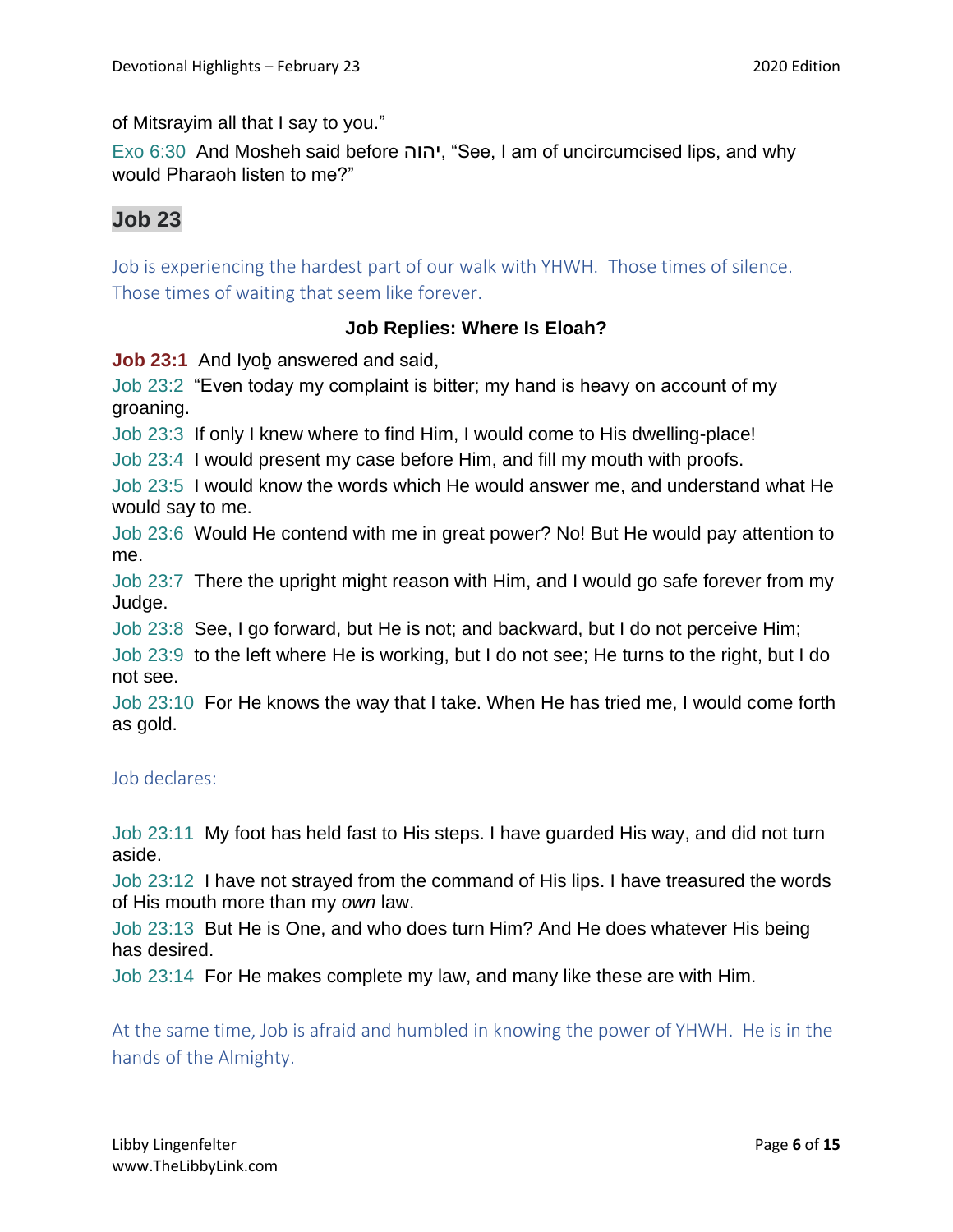of Mitsrayim all that I say to you."

Exo 6:30 And Mosheh said before יהוה, "See, I am of uncircumcised lips, and why would Pharaoh listen to me?"

## Job 23

Job is experiencing the hardest part of our walk with YHWH. Those times of silence. Those times of waiting that seem like forever.

### Job Replies: Where Is Eloah?

**Job 23:1** And Iyoḇ answered and said,

Job 23:2 "Even today my complaint is bitter; my hand is heavy on account of my groaning.

Job 23:3 If only I knew where to find Him, I would come to His dwelling-place!

Job 23:4 I would present my case before Him, and fill my mouth with proofs.

Job 23:5 I would know the words which He would answer me, and understand what He would say to me.

Job 23:6 Would He contend with me in great power? No! But He would pay attention to me.

Job 23:7 There the upright might reason with Him, and I would go safe forever from my Judge.

Job 23:8 See, I go forward, but He is not; and backward, but I do not perceive Him;

Job 23:9 to the left where He is working, but I do not see; He turns to the right, but I do not see.

Job 23:10 For He knows the way that I take. When He has tried me, I would come forth as gold.

Job declares:

Job 23:11 My foot has held fast to His steps. I have guarded His way, and did not turn aside.

Job 23:12 I have not strayed from the command of His lips. I have treasured the words of His mouth more than my *own* law.

Job 23:13 But He is One, and who does turn Him? And He does whatever His being has desired.

Job 23:14 For He makes complete my law, and many like these are with Him.

At the same time, Job is afraid and humbled in knowing the power of YHWH. He is in the hands of the Almighty.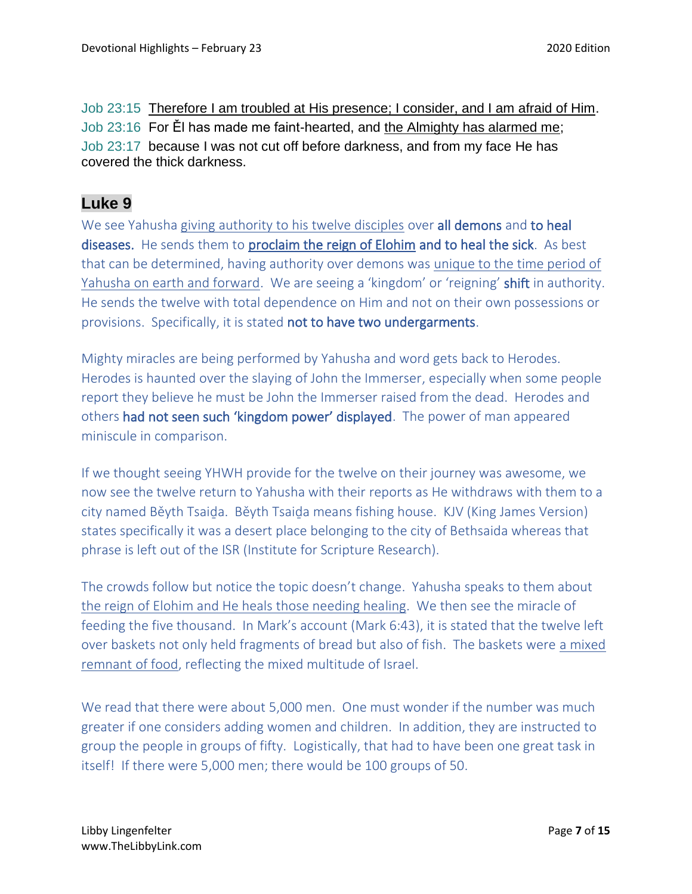Job 23:15 Therefore I am troubled at His presence; I consider, and I am afraid of Him.
Job 23:16 For Ěl has made me faint-hearted, and the Almighty has alarmed me;
Job 23:17 because I was not cut off before darkness, and from my face He has covered the thick darkness.

## Luke 9

We see Yahusha giving authority to his twelve disciples over **all demons** and **to heal diseases.** He sends them to **proclaim the reign of Elohim and to heal the sick**. As best that can be determined, having authority over demons was unique to the time period of Yahusha on earth and forward. We are seeing a 'kingdom' or 'reigning' **shift** in authority. He sends the twelve with total dependence on Him and not on their own possessions or provisions. Specifically, it is stated **not to have two undergarments**.

Mighty miracles are being performed by Yahusha and word gets back to Herodes. Herodes is haunted over the slaying of John the Immerser, especially when some people report they believe he must be John the Immerser raised from the dead. Herodes and others **had not seen such 'kingdom power' displayed**. The power of man appeared miniscule in comparison.

If we thought seeing YHWH provide for the twelve on their journey was awesome, we now see the twelve return to Yahusha with their reports as He withdraws with them to a city named Běyth Tsaiḏa. Běyth Tsaiḏa means fishing house. KJV (King James Version) states specifically it was a desert place belonging to the city of Bethsaida whereas that phrase is left out of the ISR (Institute for Scripture Research).

The crowds follow but notice the topic doesn't change. Yahusha speaks to them about the reign of Elohim and He heals those needing healing. We then see the miracle of feeding the five thousand. In Mark's account (Mark 6:43), it is stated that the twelve left over baskets not only held fragments of bread but also of fish. The baskets were a mixed remnant of food, reflecting the mixed multitude of Israel.

We read that there were about 5,000 men. One must wonder if the number was much greater if one considers adding women and children. In addition, they are instructed to group the people in groups of fifty. Logistically, that had to have been one great task in itself! If there were 5,000 men; there would be 100 groups of 50.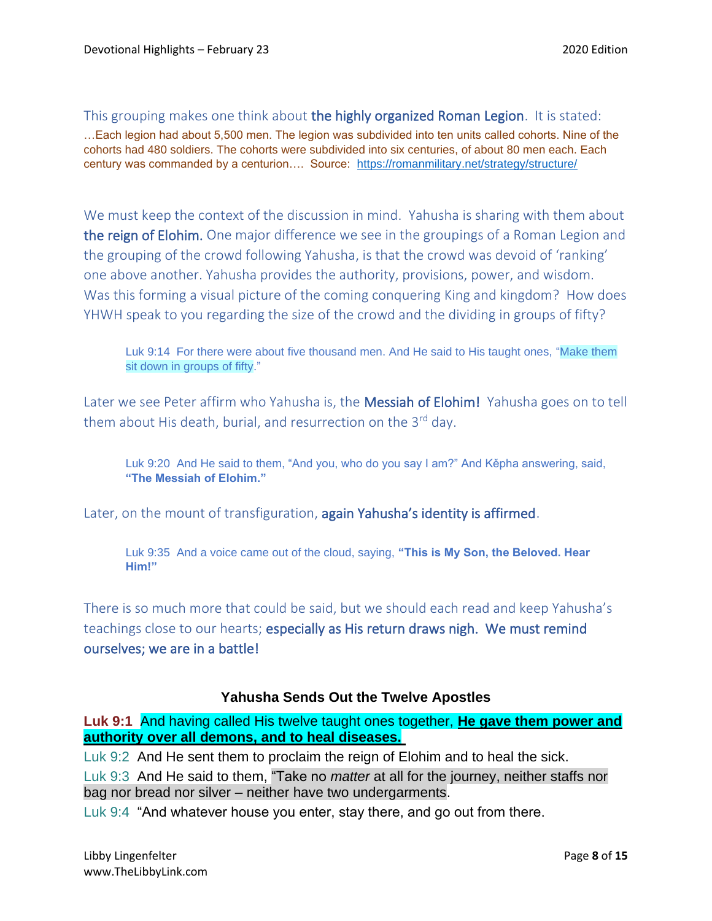This grouping makes one think about **the highly organized Roman Legion**. It is stated:

…Each legion had about 5,500 men. The legion was subdivided into ten units called cohorts. Nine of the cohorts had 480 soldiers. The cohorts were subdivided into six centuries, of about 80 men each. Each century was commanded by a centurion…. Source: https://romanmilitary.net/strategy/structure/

We must keep the context of the discussion in mind. Yahusha is sharing with them about **the reign of Elohim.** One major difference we see in the groupings of a Roman Legion and the grouping of the crowd following Yahusha, is that the crowd was devoid of 'ranking' one above another. Yahusha provides the authority, provisions, power, and wisdom. Was this forming a visual picture of the coming conquering King and kingdom? How does YHWH speak to you regarding the size of the crowd and the dividing in groups of fifty?

> Luk 9:14 For there were about five thousand men. And He said to His taught ones, "Make them sit down in groups of fifty."

Later we see Peter affirm who Yahusha is, the **Messiah of Elohim!** Yahusha goes on to tell them about His death, burial, and resurrection on the 3rd day.

> Luk 9:20 And He said to them, "And you, who do you say I am?" And Kěpha answering, said, **"The Messiah of Elohim."**

Later, on the mount of transfiguration, **again Yahusha's identity is affirmed**.

> Luk 9:35 And a voice came out of the cloud, saying, **"This is My Son, the Beloved. Hear Him!"**

There is so much more that could be said, but we should each read and keep Yahusha's teachings close to our hearts; **especially as His return draws nigh. We must remind ourselves; we are in a battle!**

### Yahusha Sends Out the Twelve Apostles

**Luk 9:1** And having called His twelve taught ones together, **He gave them power and authority over all demons, and to heal diseases.**

Luk 9:2 And He sent them to proclaim the reign of Elohim and to heal the sick.

Luk 9:3 And He said to them, "Take no *matter* at all for the journey, neither staffs nor bag nor bread nor silver – neither have two undergarments.

Luk 9:4 "And whatever house you enter, stay there, and go out from there.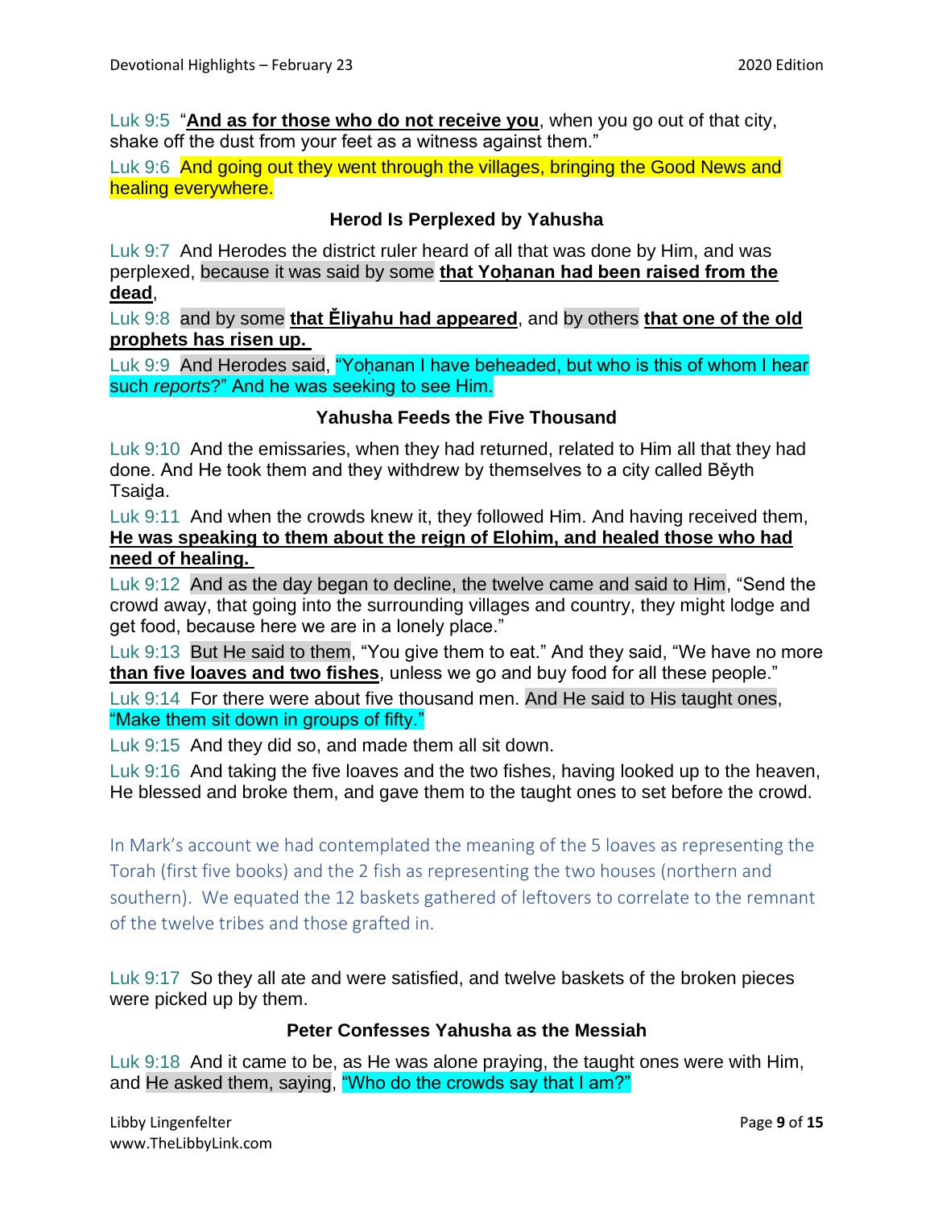Luk 9:5 “**And as for those who do not receive you**, when you go out of that city, shake off the dust from your feet as a witness against them.”

Luk 9:6 And going out they went through the villages, bringing the Good News and healing everywhere.

### Herod Is Perplexed by Yahusha

Luk 9:7 And Herodes the district ruler heard of all that was done by Him, and was perplexed, because it was said by some **that Yoḥanan had been raised from the dead**,

Luk 9:8 and by some **that Ěliyahu had appeared**, and by others **that one of the old prophets has risen up.**

Luk 9:9 And Herodes said, “Yoḥanan I have beheaded, but who is this of whom I hear such *reports*?” And he was seeking to see Him.

### Yahusha Feeds the Five Thousand

Luk 9:10 And the emissaries, when they had returned, related to Him all that they had done. And He took them and they withdrew by themselves to a city called Běyth Tsaiḏa.

Luk 9:11 And when the crowds knew it, they followed Him. And having received them, **He was speaking to them about the reign of Elohim, and healed those who had need of healing.**

Luk 9:12 And as the day began to decline, the twelve came and said to Him, “Send the crowd away, that going into the surrounding villages and country, they might lodge and get food, because here we are in a lonely place.”

Luk 9:13 But He said to them, “You give them to eat.” And they said, “We have no more **than five loaves and two fishes**, unless we go and buy food for all these people.”

Luk 9:14 For there were about five thousand men. And He said to His taught ones, “Make them sit down in groups of fifty.”

Luk 9:15 And they did so, and made them all sit down.

Luk 9:16 And taking the five loaves and the two fishes, having looked up to the heaven, He blessed and broke them, and gave them to the taught ones to set before the crowd.

In Mark’s account we had contemplated the meaning of the 5 loaves as representing the Torah (first five books) and the 2 fish as representing the two houses (northern and southern). We equated the 12 baskets gathered of leftovers to correlate to the remnant of the twelve tribes and those grafted in.

Luk 9:17 So they all ate and were satisfied, and twelve baskets of the broken pieces were picked up by them.

### Peter Confesses Yahusha as the Messiah

Luk 9:18 And it came to be, as He was alone praying, the taught ones were with Him, and He asked them, saying, “Who do the crowds say that I am?”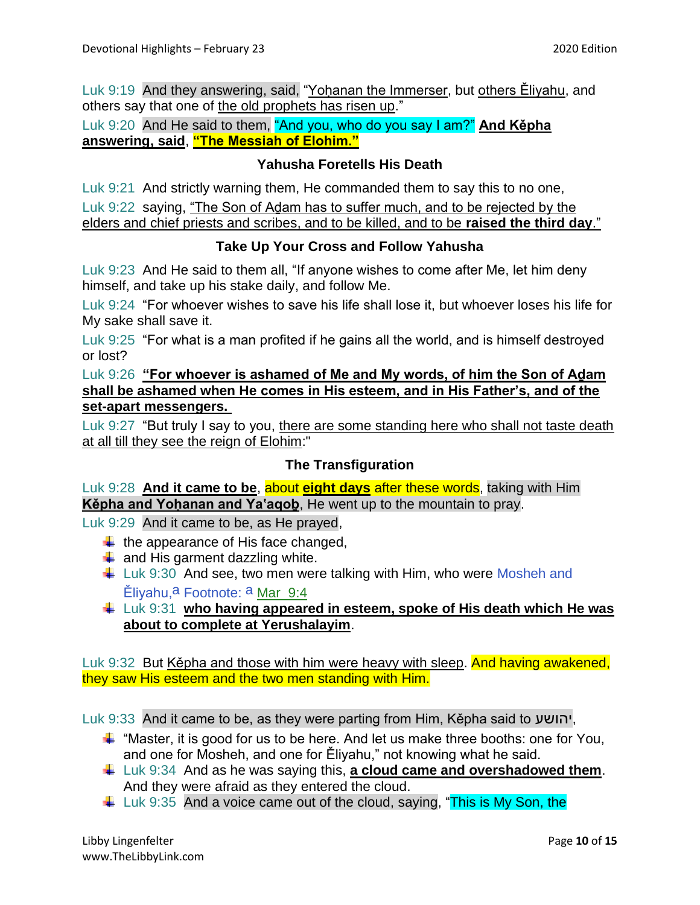Luk 9:19 And they answering, said, "Yoḥanan the Immerser, but others Ěliyahu, and others say that one of the old prophets has risen up."

Luk 9:20 And He said to them, "And you, who do you say I am?" **And Kěpha answering, said**, **"The Messiah of Elohim."**

### Yahusha Foretells His Death

Luk 9:21 And strictly warning them, He commanded them to say this to no one,

Luk 9:22 saying, "The Son of Aḏam has to suffer much, and to be rejected by the elders and chief priests and scribes, and to be killed, and to be **raised the third day**."

### Take Up Your Cross and Follow Yahusha

Luk 9:23 And He said to them all, "If anyone wishes to come after Me, let him deny himself, and take up his stake daily, and follow Me.

Luk 9:24 "For whoever wishes to save his life shall lose it, but whoever loses his life for My sake shall save it.

Luk 9:25 "For what is a man profited if he gains all the world, and is himself destroyed or lost?

Luk 9:26 **"For whoever is ashamed of Me and My words, of him the Son of Aḏam shall be ashamed when He comes in His esteem, and in His Father's, and of the set-apart messengers.**

Luk 9:27 "But truly I say to you, there are some standing here who shall not taste death at all till they see the reign of Elohim:"

### The Transfiguration

Luk 9:28 **And it came to be**, about **eight days** after these words, taking with Him **Kěpha and Yoḥanan and Ya'aqoḇ**, He went up to the mountain to pray.

Luk 9:29 And it came to be, as He prayed,

- the appearance of His face changed,
- and His garment dazzling white.
- Luk 9:30 And see, two men were talking with Him, who were Mosheh and Ěliyahu,[a] Footnote: [a] Mar 9:4
- Luk 9:31 **who having appeared in esteem, spoke of His death which He was about to complete at Yerushalayim**.

Luk 9:32 But Kěpha and those with him were heavy with sleep. And having awakened, they saw His esteem and the two men standing with Him.

Luk 9:33 And it came to be, as they were parting from Him, Kěpha said to יהושע,

- "Master, it is good for us to be here. And let us make three booths: one for You, and one for Mosheh, and one for Ěliyahu," not knowing what he said.
- Luk 9:34 And as he was saying this, **a cloud came and overshadowed them**. And they were afraid as they entered the cloud.
- Luk 9:35 And a voice came out of the cloud, saying, "This is My Son, the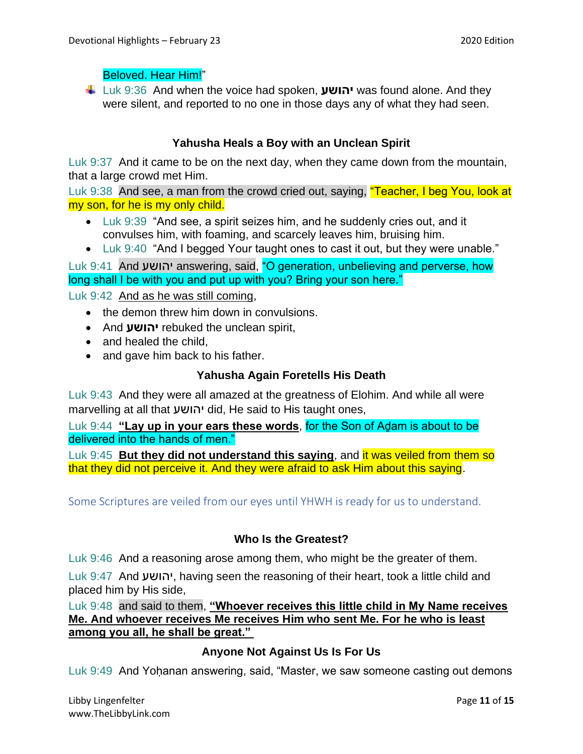Beloved. Hear Him!"

- Luk 9:36 And when the voice had spoken, יהושע was found alone. And they were silent, and reported to no one in those days any of what they had seen.

### Yahusha Heals a Boy with an Unclean Spirit

Luk 9:37 And it came to be on the next day, when they came down from the mountain, that a large crowd met Him.

Luk 9:38 And see, a man from the crowd cried out, saying, "Teacher, I beg You, look at my son, for he is my only child.

- Luk 9:39 "And see, a spirit seizes him, and he suddenly cries out, and it convulses him, with foaming, and scarcely leaves him, bruising him.
- Luk 9:40 "And I begged Your taught ones to cast it out, but they were unable."

Luk 9:41 And יהושע answering, said, "O generation, unbelieving and perverse, how long shall I be with you and put up with you? Bring your son here."

Luk 9:42 And as he was still coming,

- the demon threw him down in convulsions.
- And יהושע rebuked the unclean spirit,
- and healed the child,
- and gave him back to his father.

### Yahusha Again Foretells His Death

Luk 9:43 And they were all amazed at the greatness of Elohim. And while all were marvelling at all that יהושע did, He said to His taught ones,

Luk 9:44 **"Lay up in your ears these words**, for the Son of Aḏam is about to be delivered into the hands of men."

Luk 9:45 **But they did not understand this saying**, and it was veiled from them so that they did not perceive it. And they were afraid to ask Him about this saying.

Some Scriptures are veiled from our eyes until YHWH is ready for us to understand.

### Who Is the Greatest?

Luk 9:46 And a reasoning arose among them, who might be the greater of them.

Luk 9:47 And יהושע, having seen the reasoning of their heart, took a little child and placed him by His side,

Luk 9:48 and said to them, **"Whoever receives this little child in My Name receives Me. And whoever receives Me receives Him who sent Me. For he who is least among you all, he shall be great."**

### Anyone Not Against Us Is For Us

Luk 9:49 And Yoḥanan answering, said, "Master, we saw someone casting out demons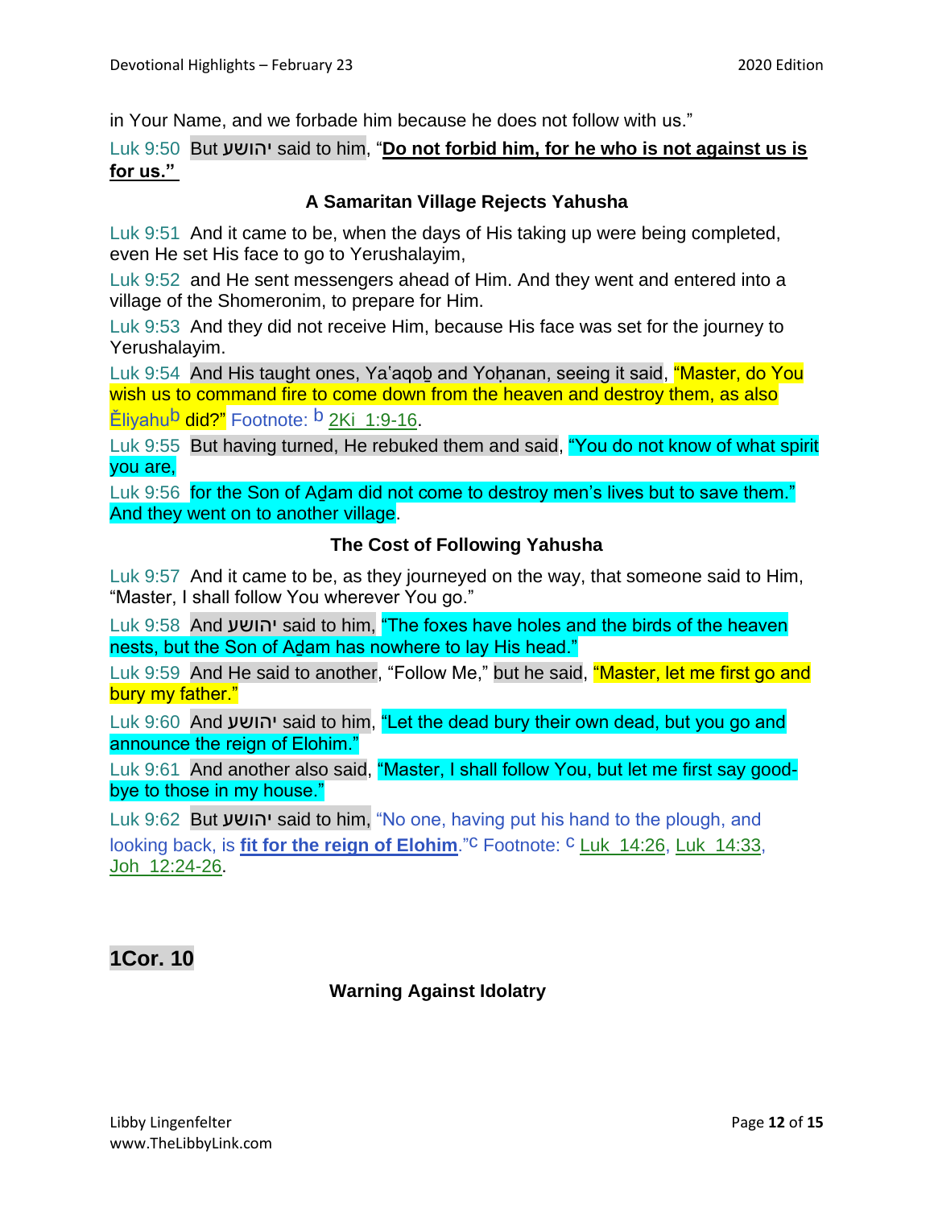in Your Name, and we forbade him because he does not follow with us."

Luk 9:50 But יהושע said to him, "**Do not forbid him, for he who is not against us is for us."**

### A Samaritan Village Rejects Yahusha

Luk 9:51 And it came to be, when the days of His taking up were being completed, even He set His face to go to Yerushalayim,

Luk 9:52 and He sent messengers ahead of Him. And they went and entered into a village of the Shomeronim, to prepare for Him.

Luk 9:53 And they did not receive Him, because His face was set for the journey to Yerushalayim.

Luk 9:54 And His taught ones, Ya'aqoḇ and Yoḥanan, seeing it said, "Master, do You wish us to command fire to come down from the heaven and destroy them, as also Ěliyahu[b] did?" Footnote: [b] 2Ki 1:9-16.

Luk 9:55 But having turned, He rebuked them and said, "You do not know of what spirit you are,

Luk 9:56 for the Son of Aḏam did not come to destroy men's lives but to save them." And they went on to another village.

### The Cost of Following Yahusha

Luk 9:57 And it came to be, as they journeyed on the way, that someone said to Him, "Master, I shall follow You wherever You go."

Luk 9:58 And יהושע said to him, "The foxes have holes and the birds of the heaven nests, but the Son of Aḏam has nowhere to lay His head."

Luk 9:59 And He said to another, "Follow Me," but he said, "Master, let me first go and bury my father."

Luk 9:60 And יהושע said to him, "Let the dead bury their own dead, but you go and announce the reign of Elohim."

Luk 9:61 And another also said, "Master, I shall follow You, but let me first say good-bye to those in my house."

Luk 9:62 But יהושע said to him, "No one, having put his hand to the plough, and looking back, is **fit for the reign of Elohim**."[c] Footnote: [c] Luk 14:26, Luk 14:33, Joh 12:24-26.

## 1Cor. 10

### Warning Against Idolatry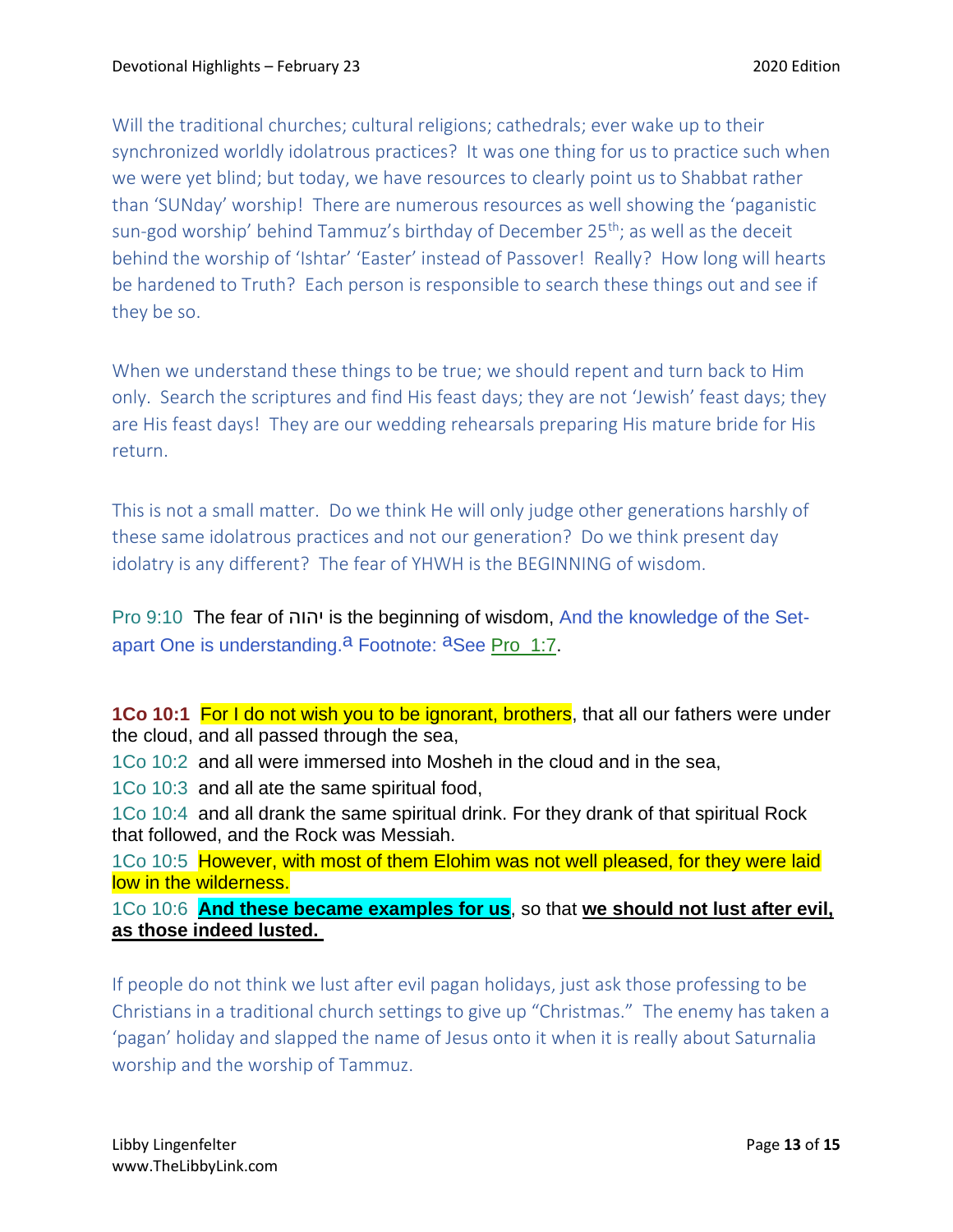Will the traditional churches; cultural religions; cathedrals; ever wake up to their synchronized worldly idolatrous practices? It was one thing for us to practice such when we were yet blind; but today, we have resources to clearly point us to Shabbat rather than 'SUNday' worship! There are numerous resources as well showing the 'paganistic sun-god worship' behind Tammuz's birthday of December 25th; as well as the deceit behind the worship of 'Ishtar' 'Easter' instead of Passover! Really? How long will hearts be hardened to Truth? Each person is responsible to search these things out and see if they be so.

When we understand these things to be true; we should repent and turn back to Him only. Search the scriptures and find His feast days; they are not 'Jewish' feast days; they are His feast days! They are our wedding rehearsals preparing His mature bride for His return.

This is not a small matter. Do we think He will only judge other generations harshly of these same idolatrous practices and not our generation? Do we think present day idolatry is any different? The fear of YHWH is the BEGINNING of wisdom.

Pro 9:10 The fear of יהוה is the beginning of wisdom, And the knowledge of the Set-apart One is understanding.[a] Footnote: [a]See Pro 1:7.

**1Co 10:1** For I do not wish you to be ignorant, brothers, that all our fathers were under the cloud, and all passed through the sea,

1Co 10:2 and all were immersed into Mosheh in the cloud and in the sea,

1Co 10:3 and all ate the same spiritual food,

1Co 10:4 and all drank the same spiritual drink. For they drank of that spiritual Rock that followed, and the Rock was Messiah.

1Co 10:5 However, with most of them Elohim was not well pleased, for they were laid low in the wilderness.

1Co 10:6 **And these became examples for us**, so that **we should not lust after evil, as those indeed lusted.**

If people do not think we lust after evil pagan holidays, just ask those professing to be Christians in a traditional church settings to give up "Christmas." The enemy has taken a 'pagan' holiday and slapped the name of Jesus onto it when it is really about Saturnalia worship and the worship of Tammuz.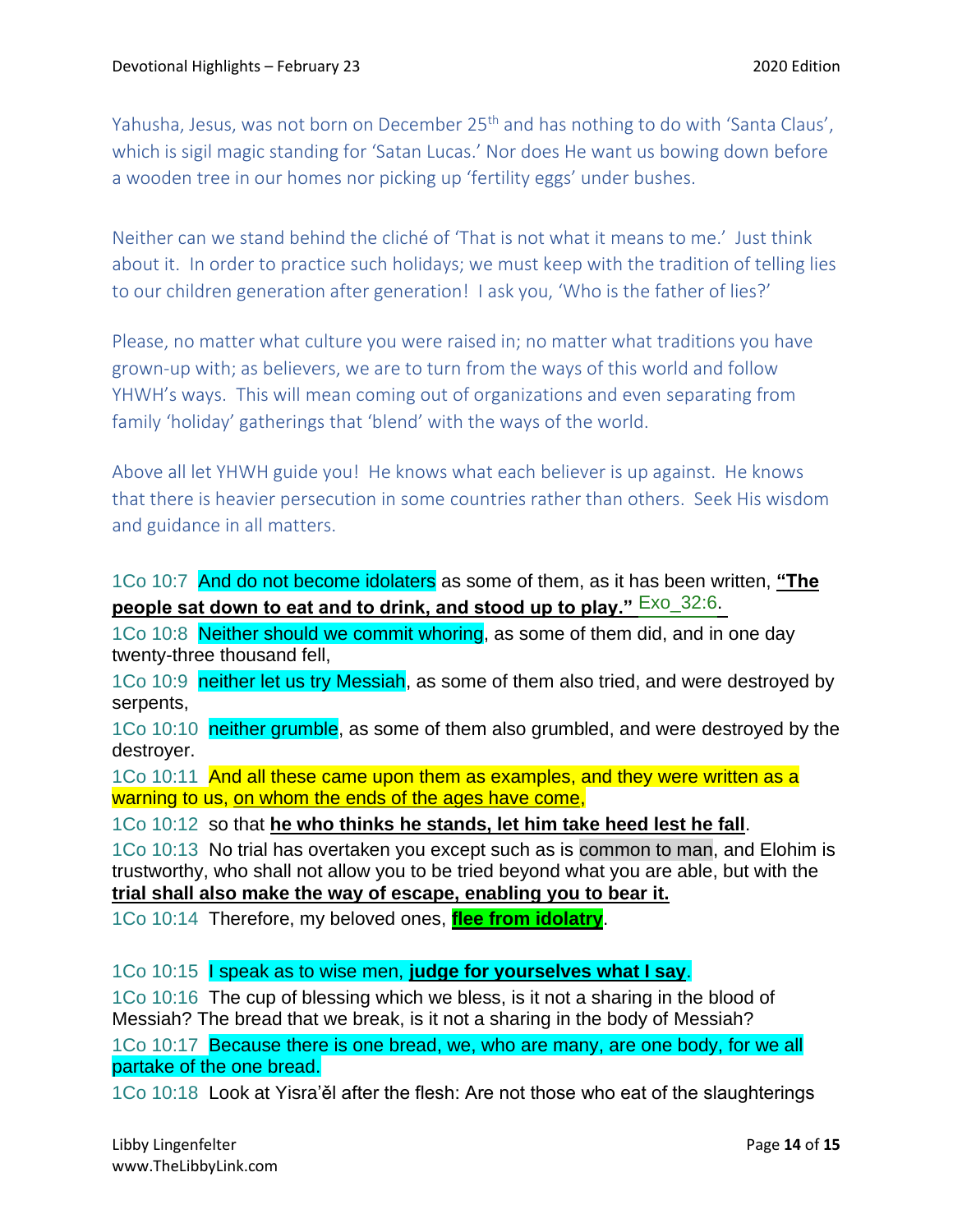Yahusha, Jesus, was not born on December 25th and has nothing to do with 'Santa Claus', which is sigil magic standing for 'Satan Lucas.' Nor does He want us bowing down before a wooden tree in our homes nor picking up 'fertility eggs' under bushes.

Neither can we stand behind the cliché of 'That is not what it means to me.' Just think about it. In order to practice such holidays; we must keep with the tradition of telling lies to our children generation after generation! I ask you, 'Who is the father of lies?'

Please, no matter what culture you were raised in; no matter what traditions you have grown-up with; as believers, we are to turn from the ways of this world and follow YHWH's ways. This will mean coming out of organizations and even separating from family 'holiday' gatherings that 'blend' with the ways of the world.

Above all let YHWH guide you! He knows what each believer is up against. He knows that there is heavier persecution in some countries rather than others. Seek His wisdom and guidance in all matters.

1Co 10:7 And do not become idolaters as some of them, as it has been written, **"The people sat down to eat and to drink, and stood up to play."** Exo_32:6.

1Co 10:8 Neither should we commit whoring, as some of them did, and in one day twenty-three thousand fell,

1Co 10:9 neither let us try Messiah, as some of them also tried, and were destroyed by serpents,

1Co 10:10 neither grumble, as some of them also grumbled, and were destroyed by the destroyer.

1Co 10:11 And all these came upon them as examples, and they were written as a warning to us, on whom the ends of the ages have come,

1Co 10:12 so that **he who thinks he stands, let him take heed lest he fall**.

1Co 10:13 No trial has overtaken you except such as is common to man, and Elohim is trustworthy, who shall not allow you to be tried beyond what you are able, but with the **trial shall also make the way of escape, enabling you to bear it.**

1Co 10:14 Therefore, my beloved ones, **flee from idolatry**.

1Co 10:15 I speak as to wise men, **judge for yourselves what I say**.

1Co 10:16 The cup of blessing which we bless, is it not a sharing in the blood of Messiah? The bread that we break, is it not a sharing in the body of Messiah?

1Co 10:17 Because there is one bread, we, who are many, are one body, for we all partake of the one bread.

1Co 10:18 Look at Yisra'ěl after the flesh: Are not those who eat of the slaughterings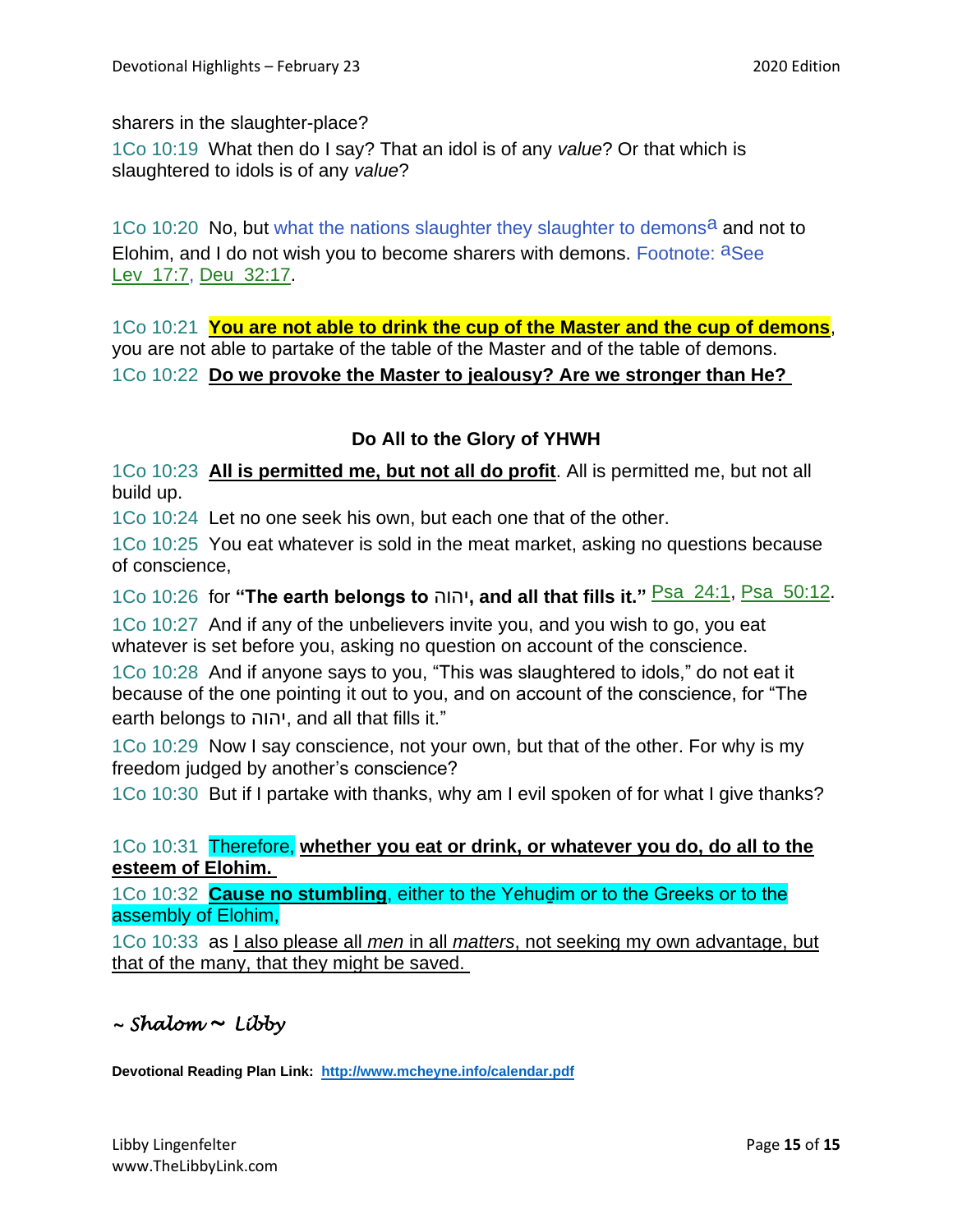sharers in the slaughter-place?

1Co 10:19 What then do I say? That an idol is of any *value*? Or that which is slaughtered to idols is of any *value*?

1Co 10:20 No, but what the nations slaughter they slaughter to demons[a] and not to Elohim, and I do not wish you to become sharers with demons. Footnote: [a]See Lev 17:7, Deu 32:17.

1Co 10:21 **You are not able to drink the cup of the Master and the cup of demons**, you are not able to partake of the table of the Master and of the table of demons.

1Co 10:22 **Do we provoke the Master to jealousy? Are we stronger than He?**

### Do All to the Glory of YHWH

1Co 10:23 **All is permitted me, but not all do profit**. All is permitted me, but not all build up.

1Co 10:24 Let no one seek his own, but each one that of the other.

1Co 10:25 You eat whatever is sold in the meat market, asking no questions because of conscience,

1Co 10:26 for **"The earth belongs to יהוה, and all that fills it."** Psa 24:1, Psa 50:12.

1Co 10:27 And if any of the unbelievers invite you, and you wish to go, you eat whatever is set before you, asking no question on account of the conscience.

1Co 10:28 And if anyone says to you, "This was slaughtered to idols," do not eat it because of the one pointing it out to you, and on account of the conscience, for "The earth belongs to יהוה, and all that fills it."

1Co 10:29 Now I say conscience, not your own, but that of the other. For why is my freedom judged by another's conscience?

1Co 10:30 But if I partake with thanks, why am I evil spoken of for what I give thanks?

1Co 10:31 Therefore, **whether you eat or drink, or whatever you do, do all to the esteem of Elohim.**

1Co 10:32 **Cause no stumbling**, either to the Yehuḏim or to the Greeks or to the assembly of Elohim,

1Co 10:33 as I also please all *men* in all *matters*, not seeking my own advantage, but that of the many, that they might be saved.

*~ Shalom ~ Libby*

**Devotional Reading Plan Link: http://www.mcheyne.info/calendar.pdf**